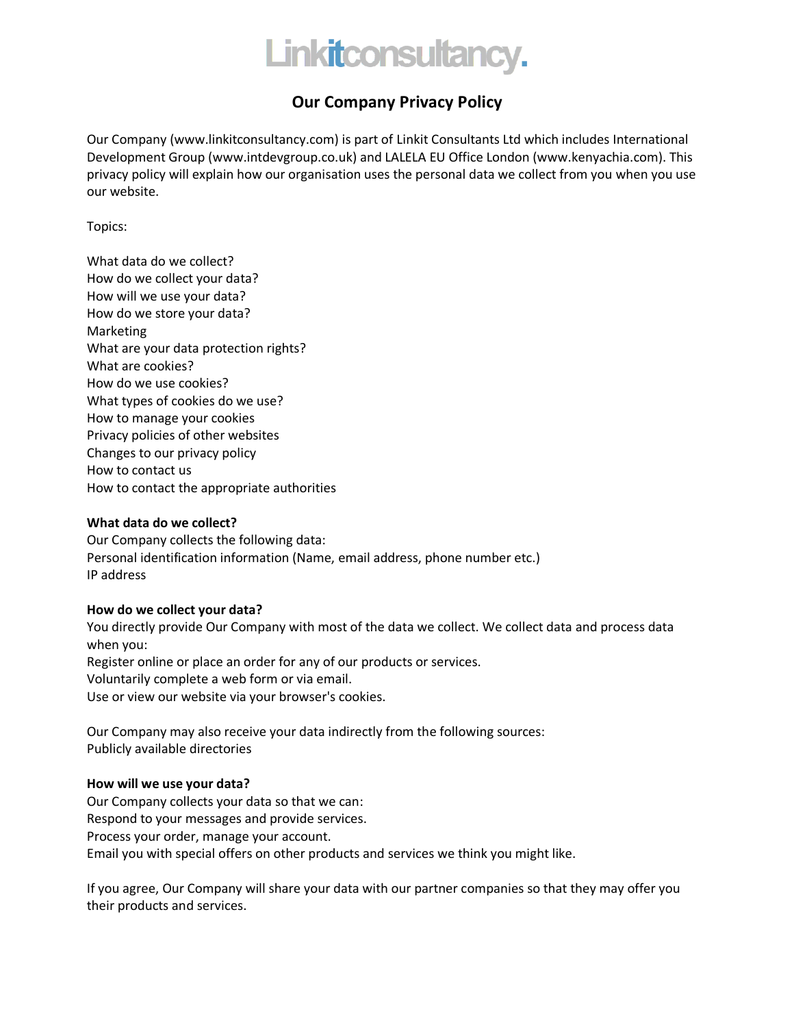Linkitconsultancy.

# Our Company Privacy Policy

Our Company (www.linkitconsultancy.com) is part of Linkit Consultants Ltd which includes International Development Group (www.intdevgroup.co.uk) and LALELA EU Office London (www.kenyachia.com). This privacy policy will explain how our organisation uses the personal data we collect from you when you use our website.

Topics:

What data do we collect?
How do we collect your data?
How will we use your data?
How do we store your data?
Marketing
What are your data protection rights?
What are cookies?
How do we use cookies?
What types of cookies do we use?
How to manage your cookies
Privacy policies of other websites
Changes to our privacy policy
How to contact us
How to contact the appropriate authorities

**What data do we collect?**
Our Company collects the following data:
Personal identification information (Name, email address, phone number etc.)
IP address

**How do we collect your data?**
You directly provide Our Company with most of the data we collect. We collect data and process data when you:
Register online or place an order for any of our products or services.
Voluntarily complete a web form or via email.
Use or view our website via your browser's cookies.

Our Company may also receive your data indirectly from the following sources:
Publicly available directories

**How will we use your data?**
Our Company collects your data so that we can:
Respond to your messages and provide services.
Process your order, manage your account.
Email you with special offers on other products and services we think you might like.

If you agree, Our Company will share your data with our partner companies so that they may offer you their products and services.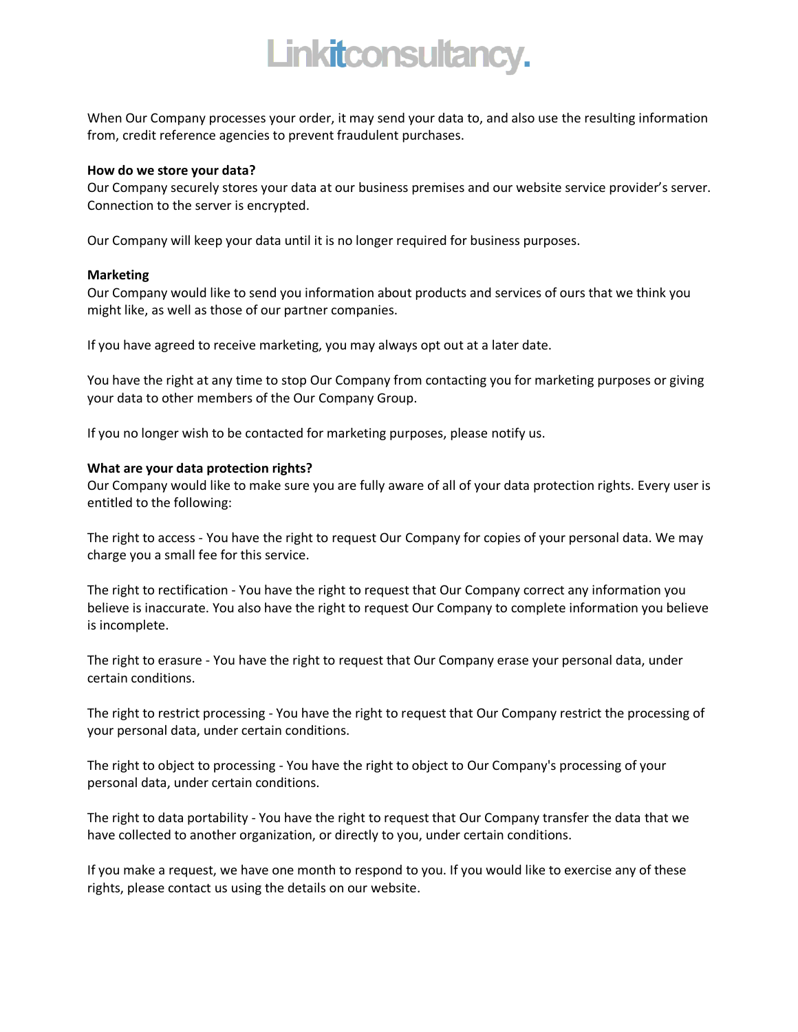When Our Company processes your order, it may send your data to, and also use the resulting information from, credit reference agencies to prevent fraudulent purchases.

**How do we store your data?**
Our Company securely stores your data at our business premises and our website service provider's server. Connection to the server is encrypted.

Our Company will keep your data until it is no longer required for business purposes.

**Marketing**
Our Company would like to send you information about products and services of ours that we think you might like, as well as those of our partner companies.

If you have agreed to receive marketing, you may always opt out at a later date.

You have the right at any time to stop Our Company from contacting you for marketing purposes or giving your data to other members of the Our Company Group.

If you no longer wish to be contacted for marketing purposes, please notify us.

**What are your data protection rights?**
Our Company would like to make sure you are fully aware of all of your data protection rights. Every user is entitled to the following:

The right to access - You have the right to request Our Company for copies of your personal data. We may charge you a small fee for this service.

The right to rectification - You have the right to request that Our Company correct any information you believe is inaccurate. You also have the right to request Our Company to complete information you believe is incomplete.

The right to erasure - You have the right to request that Our Company erase your personal data, under certain conditions.

The right to restrict processing - You have the right to request that Our Company restrict the processing of your personal data, under certain conditions.

The right to object to processing - You have the right to object to Our Company's processing of your personal data, under certain conditions.

The right to data portability - You have the right to request that Our Company transfer the data that we have collected to another organization, or directly to you, under certain conditions.

If you make a request, we have one month to respond to you. If you would like to exercise any of these rights, please contact us using the details on our website.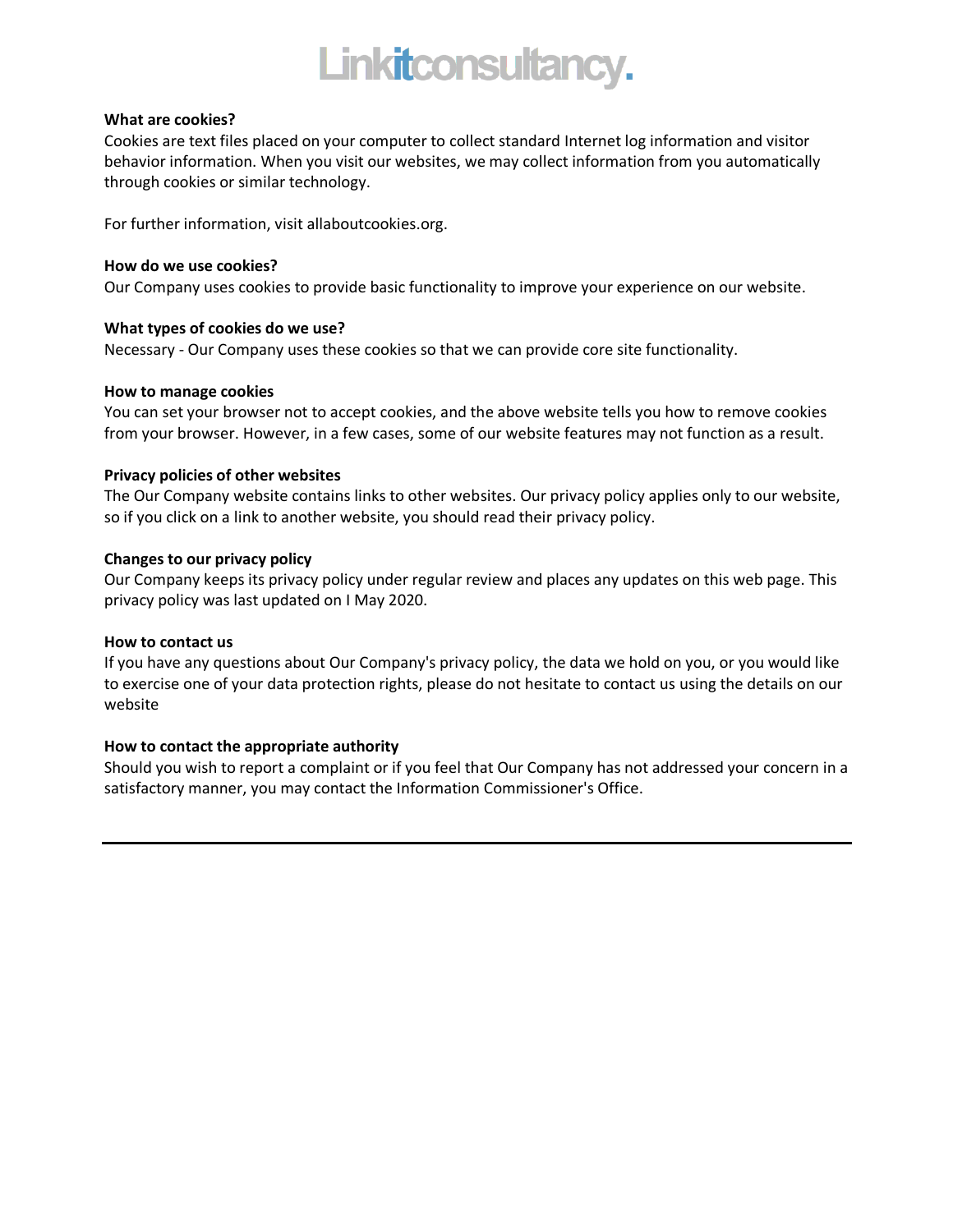**What are cookies?**
Cookies are text files placed on your computer to collect standard Internet log information and visitor behavior information. When you visit our websites, we may collect information from you automatically through cookies or similar technology.

For further information, visit allaboutcookies.org.

**How do we use cookies?**
Our Company uses cookies to provide basic functionality to improve your experience on our website.

**What types of cookies do we use?**
Necessary - Our Company uses these cookies so that we can provide core site functionality.

**How to manage cookies**
You can set your browser not to accept cookies, and the above website tells you how to remove cookies from your browser. However, in a few cases, some of our website features may not function as a result.

**Privacy policies of other websites**
The Our Company website contains links to other websites. Our privacy policy applies only to our website, so if you click on a link to another website, you should read their privacy policy.

**Changes to our privacy policy**
Our Company keeps its privacy policy under regular review and places any updates on this web page. This privacy policy was last updated on I May 2020.

**How to contact us**
If you have any questions about Our Company's privacy policy, the data we hold on you, or you would like to exercise one of your data protection rights, please do not hesitate to contact us using the details on our website

**How to contact the appropriate authority**
Should you wish to report a complaint or if you feel that Our Company has not addressed your concern in a satisfactory manner, you may contact the Information Commissioner's Office.

---